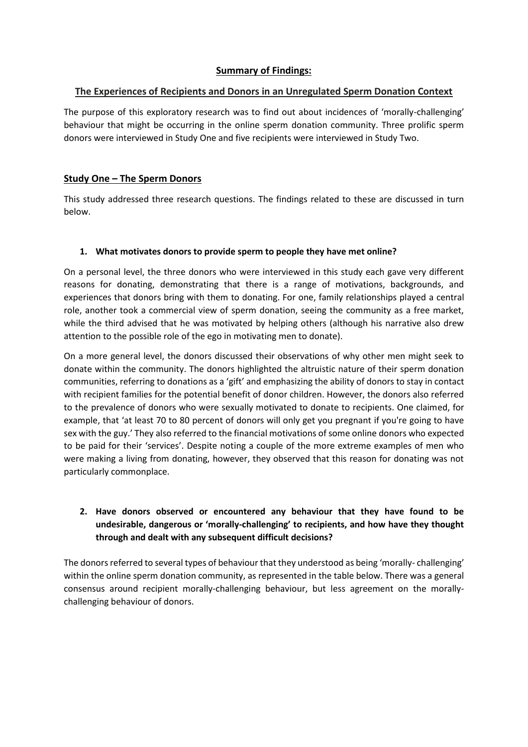# Summary of Findings:

## The Experiences of Recipients and Donors in an Unregulated Sperm Donation Context

The purpose of this exploratory research was to find out about incidences of 'morally-challenging' behaviour that might be occurring in the online sperm donation community. Three prolific sperm donors were interviewed in Study One and five recipients were interviewed in Study Two.

## Study One – The Sperm Donors

This study addressed three research questions. The findings related to these are discussed in turn below.

### 1. What motivates donors to provide sperm to people they have met online?

On a personal level, the three donors who were interviewed in this study each gave very different reasons for donating, demonstrating that there is a range of motivations, backgrounds, and experiences that donors bring with them to donating. For one, family relationships played a central role, another took a commercial view of sperm donation, seeing the community as a free market, while the third advised that he was motivated by helping others (although his narrative also drew attention to the possible role of the ego in motivating men to donate).

On a more general level, the donors discussed their observations of why other men might seek to donate within the community. The donors highlighted the altruistic nature of their sperm donation communities, referring to donations as a 'gift' and emphasizing the ability of donors to stay in contact with recipient families for the potential benefit of donor children. However, the donors also referred to the prevalence of donors who were sexually motivated to donate to recipients. One claimed, for example, that 'at least 70 to 80 percent of donors will only get you pregnant if you're going to have sex with the guy.' They also referred to the financial motivations of some online donors who expected to be paid for their 'services'. Despite noting a couple of the more extreme examples of men who were making a living from donating, however, they observed that this reason for donating was not particularly commonplace.

### 2. Have donors observed or encountered any behaviour that they have found to be undesirable, dangerous or 'morally-challenging' to recipients, and how have they thought through and dealt with any subsequent difficult decisions?

The donors referred to several types of behaviour that they understood as being 'morally- challenging' within the online sperm donation community, as represented in the table below. There was a general consensus around recipient morally-challenging behaviour, but less agreement on the morally-challenging behaviour of donors.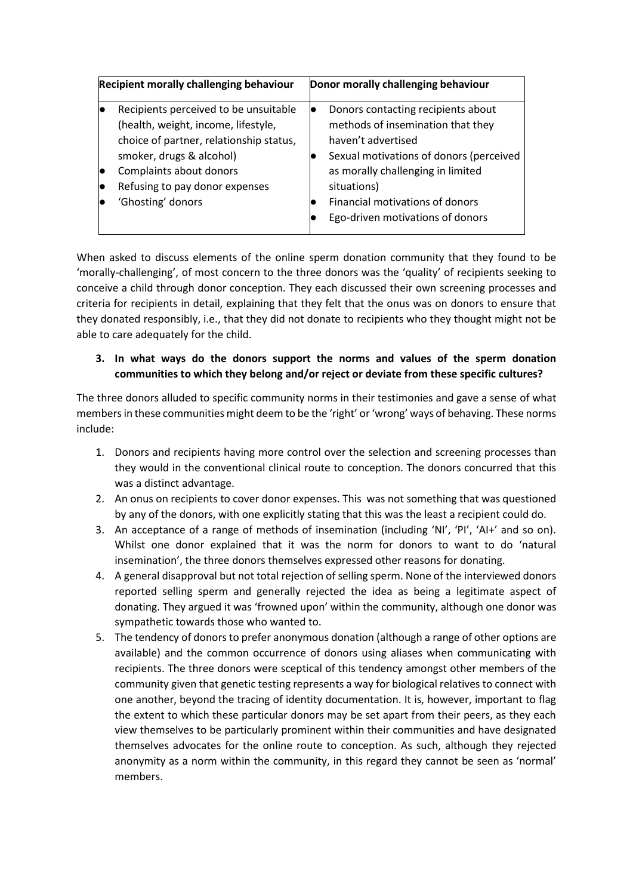| Recipient morally challenging behaviour | Donor morally challenging behaviour |
|---|---|
| • Recipients perceived to be unsuitable (health, weight, income, lifestyle, choice of partner, relationship status, smoker, drugs & alcohol)<br>• Complaints about donors<br>• Refusing to pay donor expenses<br>• 'Ghosting' donors | • Donors contacting recipients about methods of insemination that they haven't advertised<br>• Sexual motivations of donors (perceived as morally challenging in limited situations)<br>• Financial motivations of donors<br>• Ego-driven motivations of donors |

When asked to discuss elements of the online sperm donation community that they found to be 'morally-challenging', of most concern to the three donors was the 'quality' of recipients seeking to conceive a child through donor conception. They each discussed their own screening processes and criteria for recipients in detail, explaining that they felt that the onus was on donors to ensure that they donated responsibly, i.e., that they did not donate to recipients who they thought might not be able to care adequately for the child.

**3. In what ways do the donors support the norms and values of the sperm donation communities to which they belong and/or reject or deviate from these specific cultures?**

The three donors alluded to specific community norms in their testimonies and gave a sense of what members in these communities might deem to be the 'right' or 'wrong' ways of behaving. These norms include:

1. Donors and recipients having more control over the selection and screening processes than they would in the conventional clinical route to conception. The donors concurred that this was a distinct advantage.
2. An onus on recipients to cover donor expenses. This was not something that was questioned by any of the donors, with one explicitly stating that this was the least a recipient could do.
3. An acceptance of a range of methods of insemination (including 'NI', 'PI', 'AI+' and so on). Whilst one donor explained that it was the norm for donors to want to do 'natural insemination', the three donors themselves expressed other reasons for donating.
4. A general disapproval but not total rejection of selling sperm. None of the interviewed donors reported selling sperm and generally rejected the idea as being a legitimate aspect of donating. They argued it was 'frowned upon' within the community, although one donor was sympathetic towards those who wanted to.
5. The tendency of donors to prefer anonymous donation (although a range of other options are available) and the common occurrence of donors using aliases when communicating with recipients. The three donors were sceptical of this tendency amongst other members of the community given that genetic testing represents a way for biological relatives to connect with one another, beyond the tracing of identity documentation. It is, however, important to flag the extent to which these particular donors may be set apart from their peers, as they each view themselves to be particularly prominent within their communities and have designated themselves advocates for the online route to conception. As such, although they rejected anonymity as a norm within the community, in this regard they cannot be seen as 'normal' members.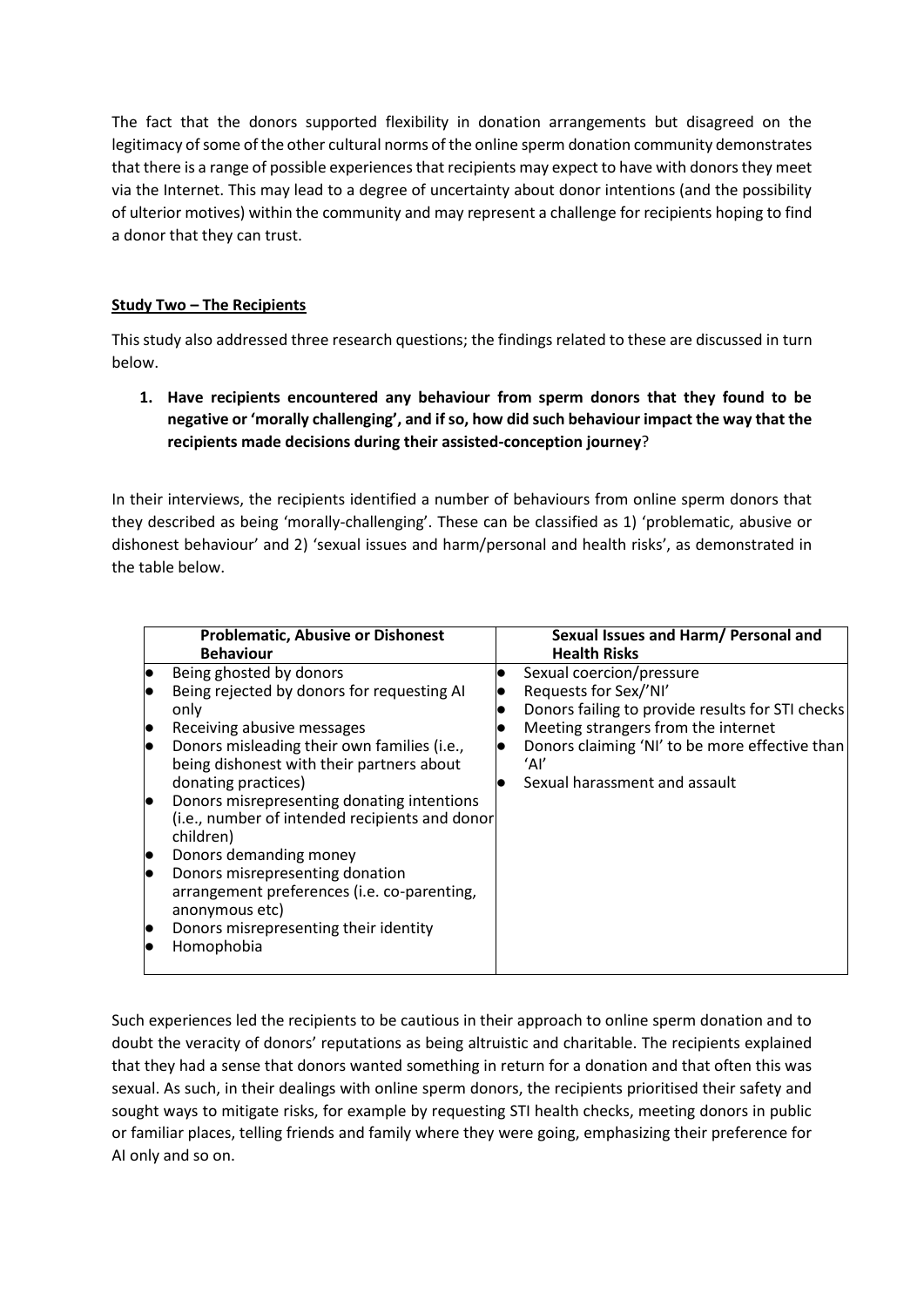The fact that the donors supported flexibility in donation arrangements but disagreed on the legitimacy of some of the other cultural norms of the online sperm donation community demonstrates that there is a range of possible experiences that recipients may expect to have with donors they meet via the Internet. This may lead to a degree of uncertainty about donor intentions (and the possibility of ulterior motives) within the community and may represent a challenge for recipients hoping to find a donor that they can trust.

## Study Two – The Recipients

This study also addressed three research questions; the findings related to these are discussed in turn below.

1. **Have recipients encountered any behaviour from sperm donors that they found to be negative or 'morally challenging', and if so, how did such behaviour impact the way that the recipients made decisions during their assisted-conception journey**?

In their interviews, the recipients identified a number of behaviours from online sperm donors that they described as being 'morally-challenging'. These can be classified as 1) 'problematic, abusive or dishonest behaviour' and 2) 'sexual issues and harm/personal and health risks', as demonstrated in the table below.

| Problematic, Abusive or Dishonest Behaviour | Sexual Issues and Harm/ Personal and Health Risks |
| --- | --- |
| • Being ghosted by donors<br>• Being rejected by donors for requesting AI only<br>• Receiving abusive messages<br>• Donors misleading their own families (i.e., being dishonest with their partners about donating practices)<br>• Donors misrepresenting donating intentions (i.e., number of intended recipients and donor children)<br>• Donors demanding money<br>• Donors misrepresenting donation arrangement preferences (i.e. co-parenting, anonymous etc)<br>• Donors misrepresenting their identity<br>• Homophobia | • Sexual coercion/pressure<br>• Requests for Sex/'NI'<br>• Donors failing to provide results for STI checks<br>• Meeting strangers from the internet<br>• Donors claiming 'NI' to be more effective than 'AI'<br>• Sexual harassment and assault |

Such experiences led the recipients to be cautious in their approach to online sperm donation and to doubt the veracity of donors' reputations as being altruistic and charitable. The recipients explained that they had a sense that donors wanted something in return for a donation and that often this was sexual. As such, in their dealings with online sperm donors, the recipients prioritised their safety and sought ways to mitigate risks, for example by requesting STI health checks, meeting donors in public or familiar places, telling friends and family where they were going, emphasizing their preference for AI only and so on.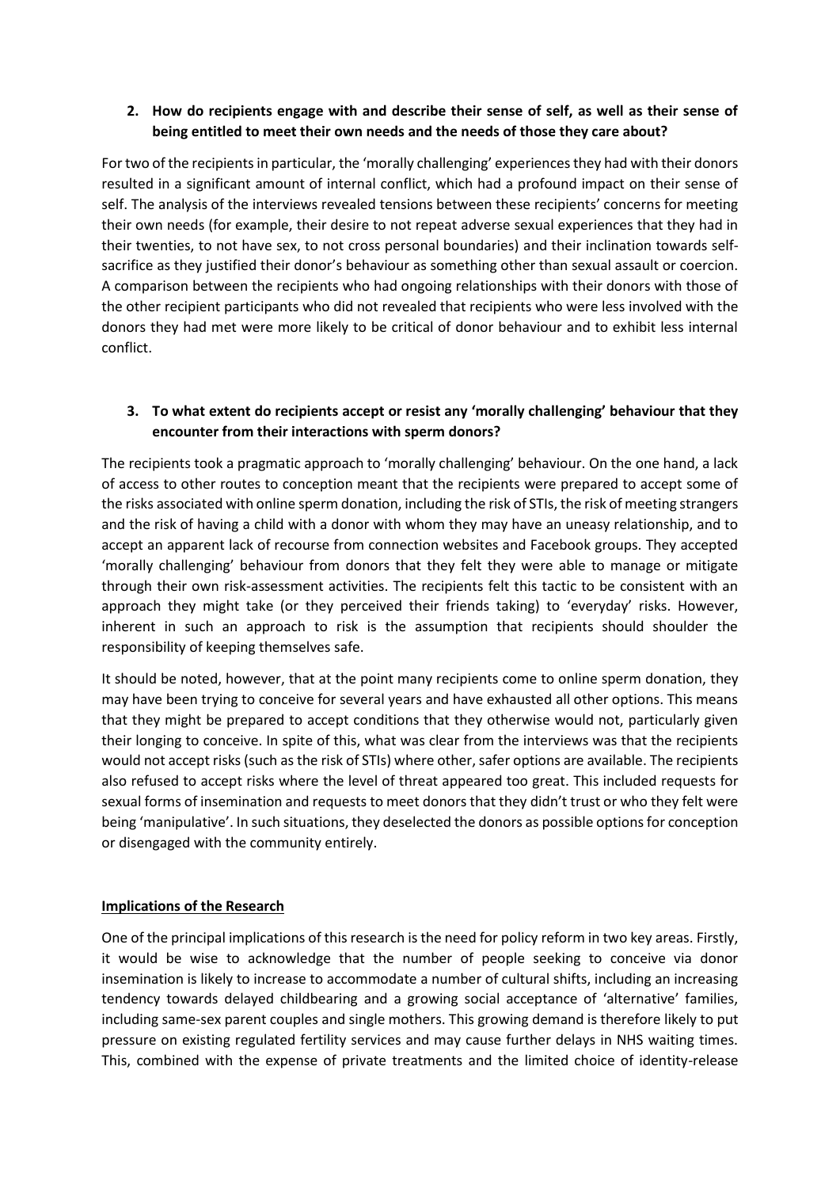**2. How do recipients engage with and describe their sense of self, as well as their sense of being entitled to meet their own needs and the needs of those they care about?**

For two of the recipients in particular, the 'morally challenging' experiences they had with their donors resulted in a significant amount of internal conflict, which had a profound impact on their sense of self. The analysis of the interviews revealed tensions between these recipients' concerns for meeting their own needs (for example, their desire to not repeat adverse sexual experiences that they had in their twenties, to not have sex, to not cross personal boundaries) and their inclination towards self-sacrifice as they justified their donor's behaviour as something other than sexual assault or coercion. A comparison between the recipients who had ongoing relationships with their donors with those of the other recipient participants who did not revealed that recipients who were less involved with the donors they had met were more likely to be critical of donor behaviour and to exhibit less internal conflict.

**3. To what extent do recipients accept or resist any 'morally challenging' behaviour that they encounter from their interactions with sperm donors?**

The recipients took a pragmatic approach to 'morally challenging' behaviour. On the one hand, a lack of access to other routes to conception meant that the recipients were prepared to accept some of the risks associated with online sperm donation, including the risk of STIs, the risk of meeting strangers and the risk of having a child with a donor with whom they may have an uneasy relationship, and to accept an apparent lack of recourse from connection websites and Facebook groups. They accepted 'morally challenging' behaviour from donors that they felt they were able to manage or mitigate through their own risk-assessment activities. The recipients felt this tactic to be consistent with an approach they might take (or they perceived their friends taking) to 'everyday' risks. However, inherent in such an approach to risk is the assumption that recipients should shoulder the responsibility of keeping themselves safe.

It should be noted, however, that at the point many recipients come to online sperm donation, they may have been trying to conceive for several years and have exhausted all other options. This means that they might be prepared to accept conditions that they otherwise would not, particularly given their longing to conceive. In spite of this, what was clear from the interviews was that the recipients would not accept risks (such as the risk of STIs) where other, safer options are available. The recipients also refused to accept risks where the level of threat appeared too great. This included requests for sexual forms of insemination and requests to meet donors that they didn't trust or who they felt were being 'manipulative'. In such situations, they deselected the donors as possible options for conception or disengaged with the community entirely.

**<u>Implications of the Research</u>**

One of the principal implications of this research is the need for policy reform in two key areas. Firstly, it would be wise to acknowledge that the number of people seeking to conceive via donor insemination is likely to increase to accommodate a number of cultural shifts, including an increasing tendency towards delayed childbearing and a growing social acceptance of 'alternative' families, including same-sex parent couples and single mothers. This growing demand is therefore likely to put pressure on existing regulated fertility services and may cause further delays in NHS waiting times. This, combined with the expense of private treatments and the limited choice of identity-release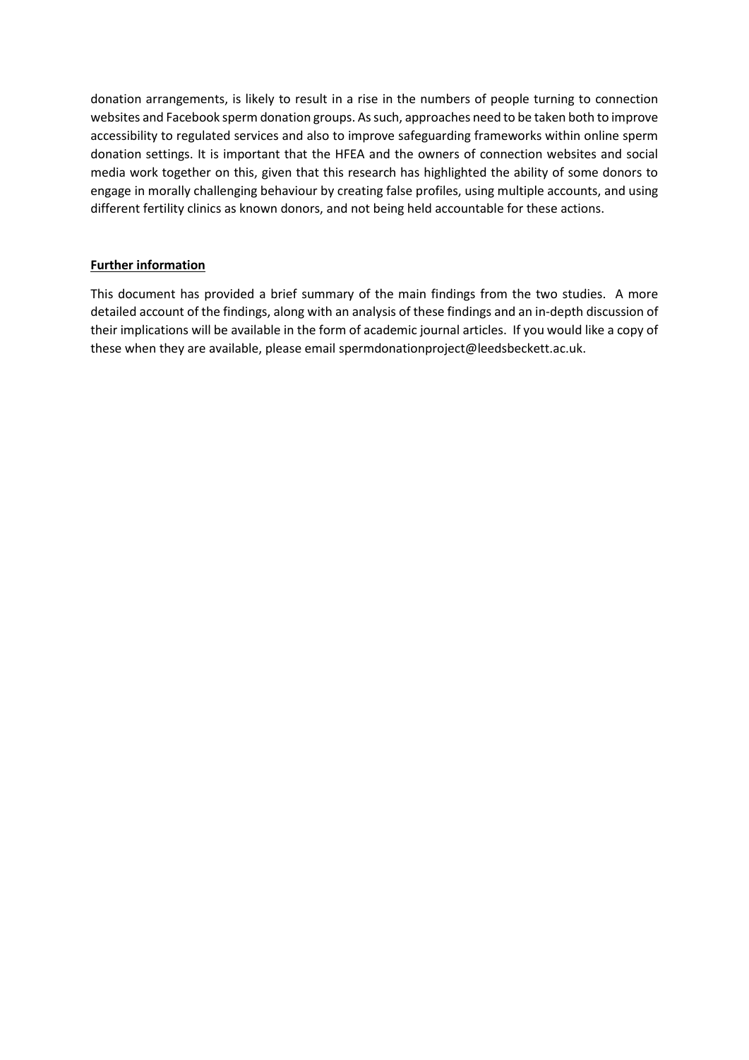donation arrangements, is likely to result in a rise in the numbers of people turning to connection websites and Facebook sperm donation groups. As such, approaches need to be taken both to improve accessibility to regulated services and also to improve safeguarding frameworks within online sperm donation settings. It is important that the HFEA and the owners of connection websites and social media work together on this, given that this research has highlighted the ability of some donors to engage in morally challenging behaviour by creating false profiles, using multiple accounts, and using different fertility clinics as known donors, and not being held accountable for these actions.

**Further information**

This document has provided a brief summary of the main findings from the two studies. A more detailed account of the findings, along with an analysis of these findings and an in-depth discussion of their implications will be available in the form of academic journal articles. If you would like a copy of these when they are available, please email spermdonationproject@leedsbeckett.ac.uk.